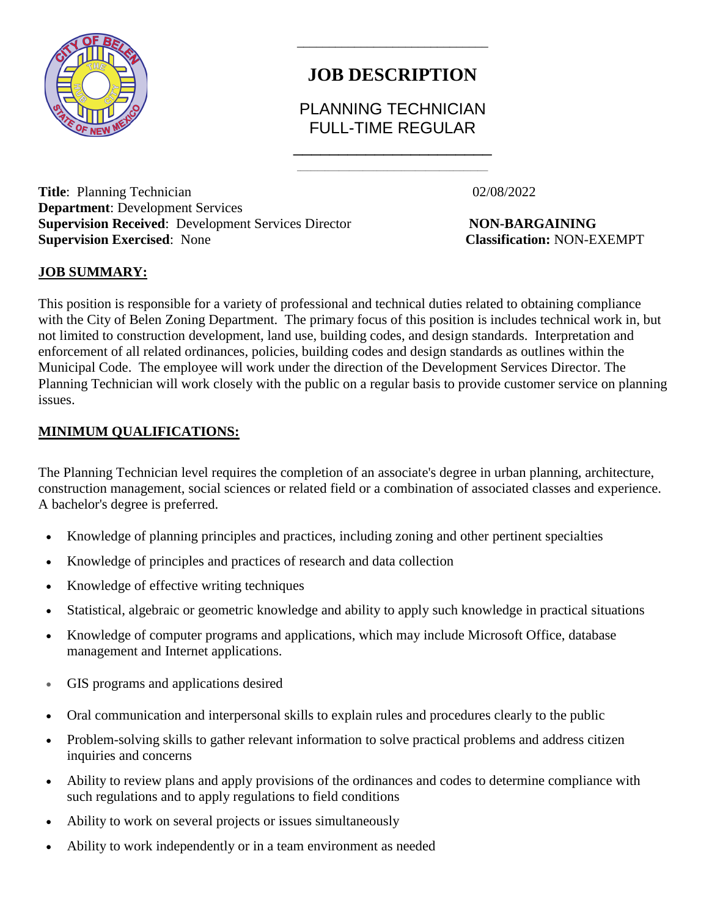# JOB DESCRIPTION

PLANNING TECHNICIAN
FULL-TIME REGULAR

**Title**: Planning Technician 02/08/2022
**Department**: Development Services
**Supervision Received**: Development Services Director **NON-BARGAINING**
**Supervision Exercised**: None **Classification:** NON-EXEMPT

## JOB SUMMARY:

This position is responsible for a variety of professional and technical duties related to obtaining compliance with the City of Belen Zoning Department. The primary focus of this position is includes technical work in, but not limited to construction development, land use, building codes, and design standards. Interpretation and enforcement of all related ordinances, policies, building codes and design standards as outlines within the Municipal Code. The employee will work under the direction of the Development Services Director. The Planning Technician will work closely with the public on a regular basis to provide customer service on planning issues.

## MINIMUM QUALIFICATIONS:

The Planning Technician level requires the completion of an associate's degree in urban planning, architecture, construction management, social sciences or related field or a combination of associated classes and experience. A bachelor's degree is preferred.

- Knowledge of planning principles and practices, including zoning and other pertinent specialties
- Knowledge of principles and practices of research and data collection
- Knowledge of effective writing techniques
- Statistical, algebraic or geometric knowledge and ability to apply such knowledge in practical situations
- Knowledge of computer programs and applications, which may include Microsoft Office, database management and Internet applications.
- GIS programs and applications desired
- Oral communication and interpersonal skills to explain rules and procedures clearly to the public
- Problem-solving skills to gather relevant information to solve practical problems and address citizen inquiries and concerns
- Ability to review plans and apply provisions of the ordinances and codes to determine compliance with such regulations and to apply regulations to field conditions
- Ability to work on several projects or issues simultaneously
- Ability to work independently or in a team environment as needed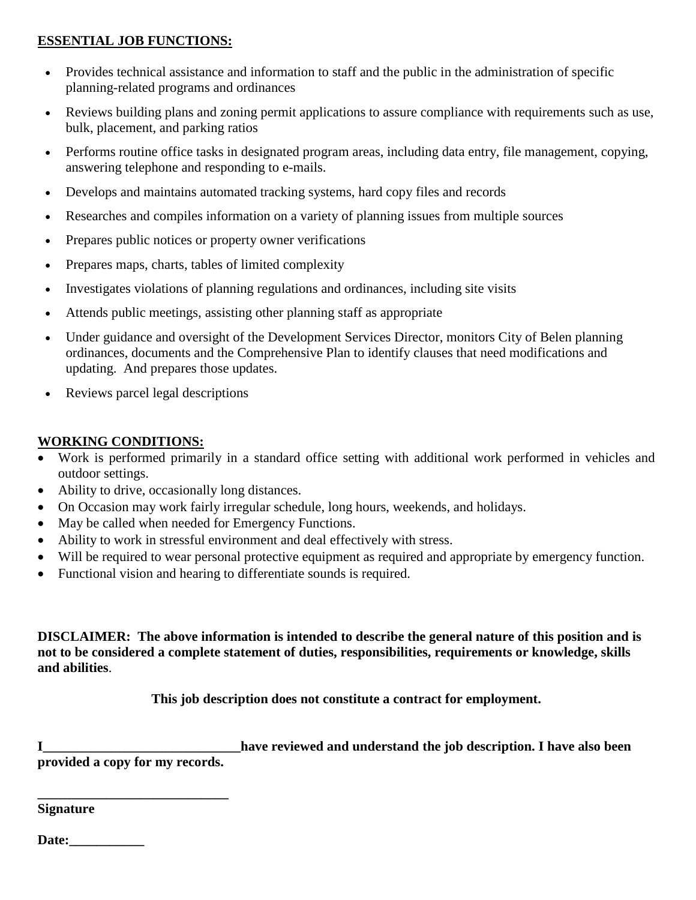**ESSENTIAL JOB FUNCTIONS:**

- Provides technical assistance and information to staff and the public in the administration of specific planning-related programs and ordinances
- Reviews building plans and zoning permit applications to assure compliance with requirements such as use, bulk, placement, and parking ratios
- Performs routine office tasks in designated program areas, including data entry, file management, copying, answering telephone and responding to e-mails.
- Develops and maintains automated tracking systems, hard copy files and records
- Researches and compiles information on a variety of planning issues from multiple sources
- Prepares public notices or property owner verifications
- Prepares maps, charts, tables of limited complexity
- Investigates violations of planning regulations and ordinances, including site visits
- Attends public meetings, assisting other planning staff as appropriate
- Under guidance and oversight of the Development Services Director, monitors City of Belen planning ordinances, documents and the Comprehensive Plan to identify clauses that need modifications and updating. And prepares those updates.
- Reviews parcel legal descriptions

**WORKING CONDITIONS:**

- Work is performed primarily in a standard office setting with additional work performed in vehicles and outdoor settings.
- Ability to drive, occasionally long distances.
- On Occasion may work fairly irregular schedule, long hours, weekends, and holidays.
- May be called when needed for Emergency Functions.
- Ability to work in stressful environment and deal effectively with stress.
- Will be required to wear personal protective equipment as required and appropriate by emergency function.
- Functional vision and hearing to differentiate sounds is required.

**DISCLAIMER: The above information is intended to describe the general nature of this position and is not to be considered a complete statement of duties, responsibilities, requirements or knowledge, skills and abilities**.

**This job description does not constitute a contract for employment.**

**I_____________________________have reviewed and understand the job description. I have also been provided a copy for my records.**

**____________________________**

**Signature**

**Date:___________**